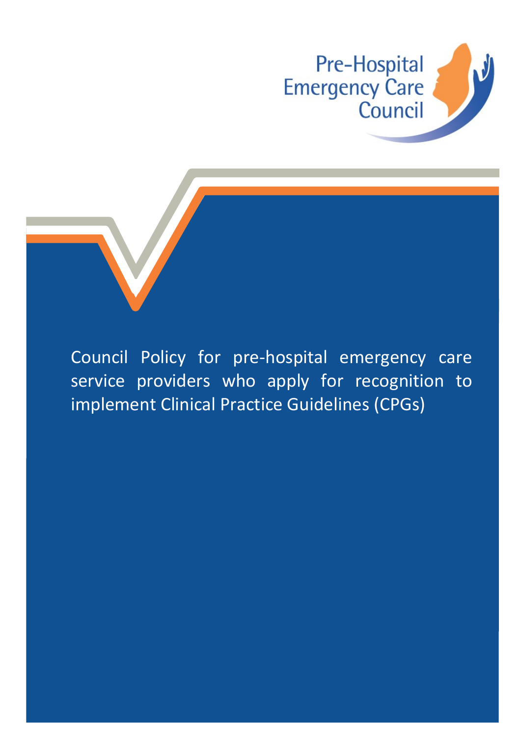Pre-Hospital Emergency Care Council

# Council Policy for pre-hospital emergency care service providers who apply for recognition to implement Clinical Practice Guidelines (CPGs)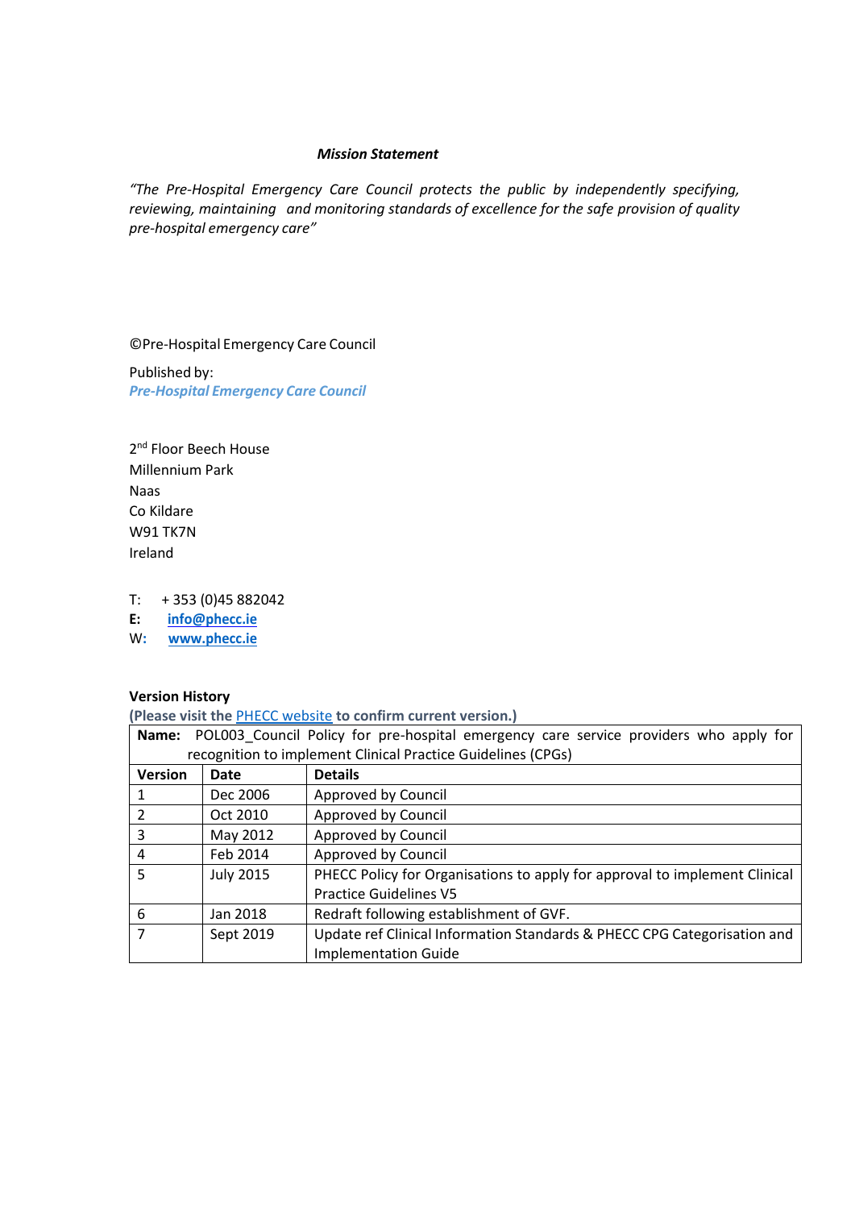***Mission Statement***

*"The Pre-Hospital Emergency Care Council protects the public by independently specifying, reviewing, maintaining and monitoring standards of excellence for the safe provision of quality pre-hospital emergency care"*

©Pre-Hospital Emergency Care Council

Published by:
***Pre-Hospital Emergency Care Council***

2nd Floor Beech House
Millennium Park
Naas
Co Kildare
W91 TK7N
Ireland

T: + 353 (0)45 882042
**E:** **info@phecc.ie**
W: **www.phecc.ie**

**Version History**
**(Please visit the PHECC website to confirm current version.)**

| **Name:** POL003_Council Policy for pre-hospital emergency care service providers who apply for recognition to implement Clinical Practice Guidelines (CPGs) | | |
|---|---|---|
| **Version** | **Date** | **Details** |
| 1 | Dec 2006 | Approved by Council |
| 2 | Oct 2010 | Approved by Council |
| 3 | May 2012 | Approved by Council |
| 4 | Feb 2014 | Approved by Council |
| 5 | July 2015 | PHECC Policy for Organisations to apply for approval to implement Clinical Practice Guidelines V5 |
| 6 | Jan 2018 | Redraft following establishment of GVF. |
| 7 | Sept 2019 | Update ref Clinical Information Standards & PHECC CPG Categorisation and Implementation Guide |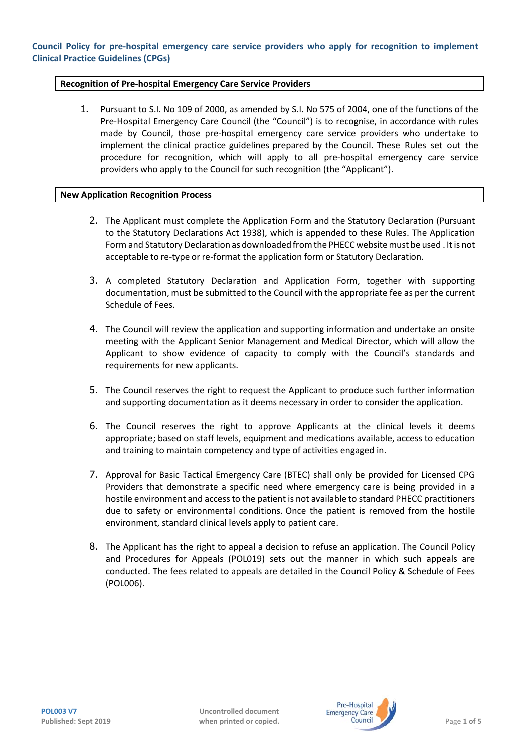**Council Policy for pre-hospital emergency care service providers who apply for recognition to implement Clinical Practice Guidelines (CPGs)**

## Recognition of Pre-hospital Emergency Care Service Providers

1. Pursuant to S.I. No 109 of 2000, as amended by S.I. No 575 of 2004, one of the functions of the Pre-Hospital Emergency Care Council (the "Council") is to recognise, in accordance with rules made by Council, those pre-hospital emergency care service providers who undertake to implement the clinical practice guidelines prepared by the Council. These Rules set out the procedure for recognition, which will apply to all pre-hospital emergency care service providers who apply to the Council for such recognition (the "Applicant").

## New Application Recognition Process

2. The Applicant must complete the Application Form and the Statutory Declaration (Pursuant to the Statutory Declarations Act 1938), which is appended to these Rules. The Application Form and Statutory Declaration as downloaded from the PHECC website must be used . It is not acceptable to re-type or re-format the application form or Statutory Declaration.

3. A completed Statutory Declaration and Application Form, together with supporting documentation, must be submitted to the Council with the appropriate fee as per the current Schedule of Fees.

4. The Council will review the application and supporting information and undertake an onsite meeting with the Applicant Senior Management and Medical Director, which will allow the Applicant to show evidence of capacity to comply with the Council's standards and requirements for new applicants.

5. The Council reserves the right to request the Applicant to produce such further information and supporting documentation as it deems necessary in order to consider the application.

6. The Council reserves the right to approve Applicants at the clinical levels it deems appropriate; based on staff levels, equipment and medications available, access to education and training to maintain competency and type of activities engaged in.

7. Approval for Basic Tactical Emergency Care (BTEC) shall only be provided for Licensed CPG Providers that demonstrate a specific need where emergency care is being provided in a hostile environment and access to the patient is not available to standard PHECC practitioners due to safety or environmental conditions. Once the patient is removed from the hostile environment, standard clinical levels apply to patient care.

8. The Applicant has the right to appeal a decision to refuse an application. The Council Policy and Procedures for Appeals (POL019) sets out the manner in which such appeals are conducted. The fees related to appeals are detailed in the Council Policy & Schedule of Fees (POL006).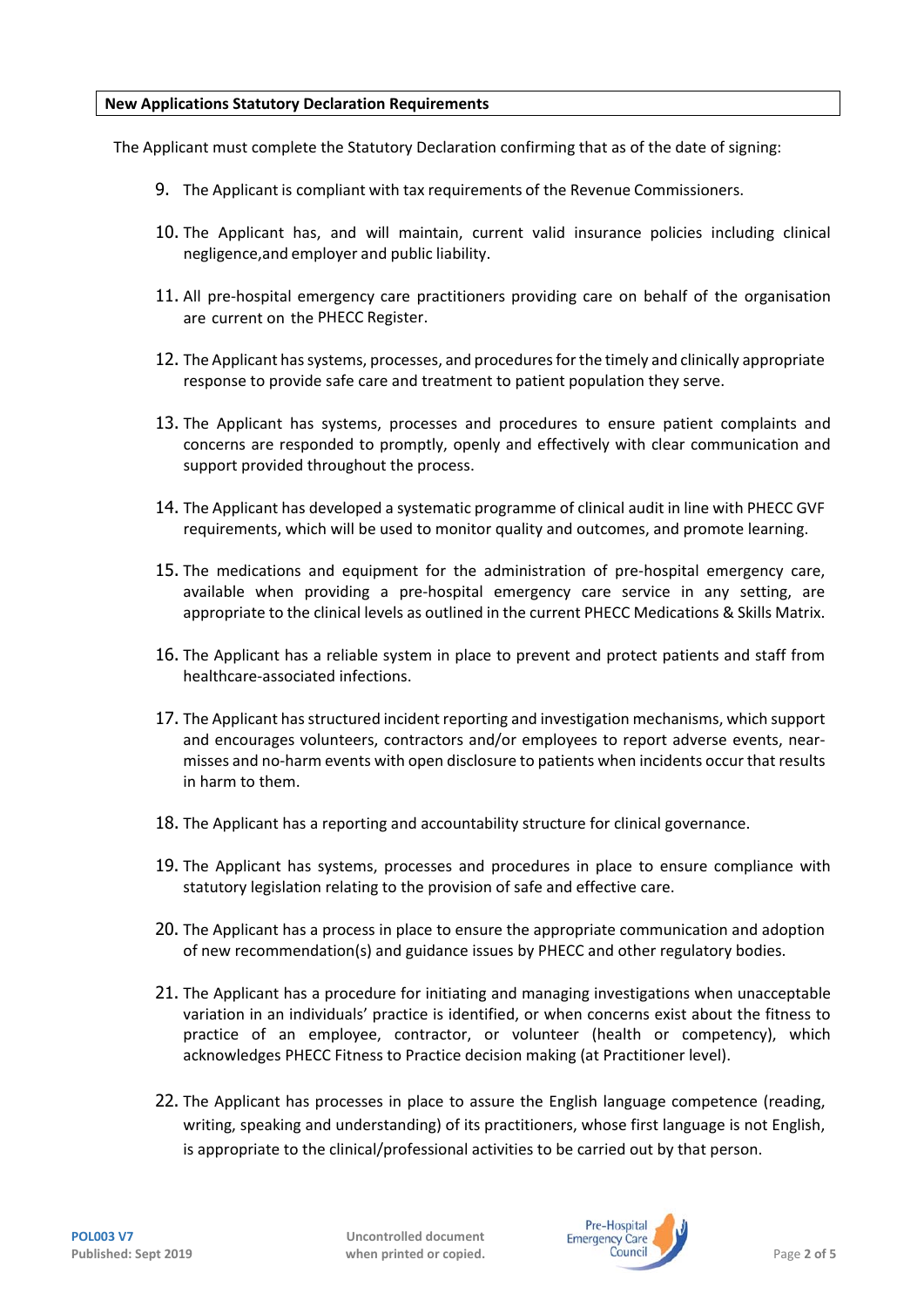**New Applications Statutory Declaration Requirements**

The Applicant must complete the Statutory Declaration confirming that as of the date of signing:

9. The Applicant is compliant with tax requirements of the Revenue Commissioners.
10. The Applicant has, and will maintain, current valid insurance policies including clinical negligence,and employer and public liability.
11. All pre-hospital emergency care practitioners providing care on behalf of the organisation are current on the PHECC Register.
12. The Applicant has systems, processes, and procedures for the timely and clinically appropriate response to provide safe care and treatment to patient population they serve.
13. The Applicant has systems, processes and procedures to ensure patient complaints and concerns are responded to promptly, openly and effectively with clear communication and support provided throughout the process.
14. The Applicant has developed a systematic programme of clinical audit in line with PHECC GVF requirements, which will be used to monitor quality and outcomes, and promote learning.
15. The medications and equipment for the administration of pre-hospital emergency care, available when providing a pre-hospital emergency care service in any setting, are appropriate to the clinical levels as outlined in the current PHECC Medications & Skills Matrix.
16. The Applicant has a reliable system in place to prevent and protect patients and staff from healthcare-associated infections.
17. The Applicant has structured incident reporting and investigation mechanisms, which support and encourages volunteers, contractors and/or employees to report adverse events, near-misses and no-harm events with open disclosure to patients when incidents occur that results in harm to them.
18. The Applicant has a reporting and accountability structure for clinical governance.
19. The Applicant has systems, processes and procedures in place to ensure compliance with statutory legislation relating to the provision of safe and effective care.
20. The Applicant has a process in place to ensure the appropriate communication and adoption of new recommendation(s) and guidance issues by PHECC and other regulatory bodies.
21. The Applicant has a procedure for initiating and managing investigations when unacceptable variation in an individuals' practice is identified, or when concerns exist about the fitness to practice of an employee, contractor, or volunteer (health or competency), which acknowledges PHECC Fitness to Practice decision making (at Practitioner level).
22. The Applicant has processes in place to assure the English language competence (reading, writing, speaking and understanding) of its practitioners, whose first language is not English, is appropriate to the clinical/professional activities to be carried out by that person.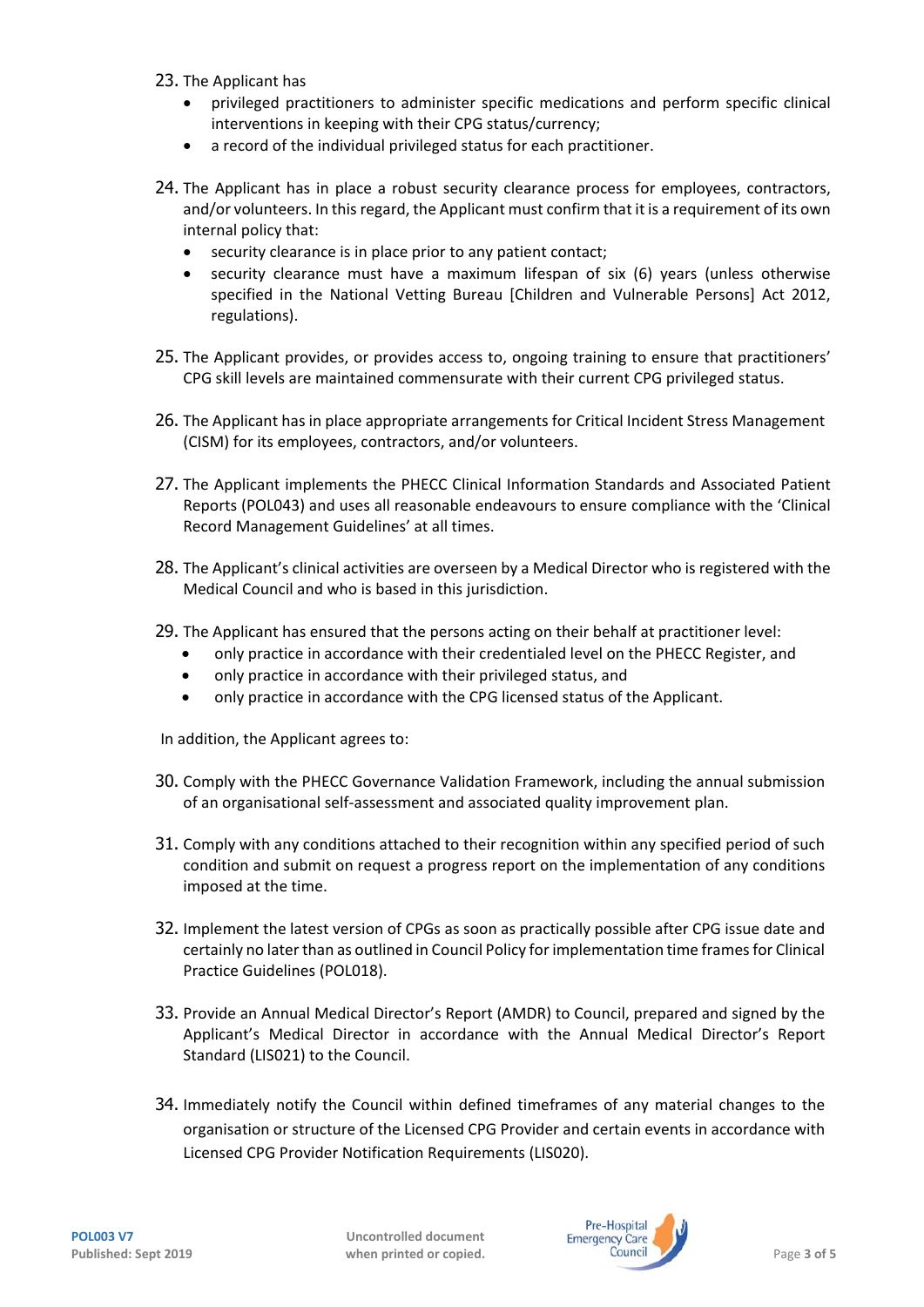23. The Applicant has
    - privileged practitioners to administer specific medications and perform specific clinical interventions in keeping with their CPG status/currency;
    - a record of the individual privileged status for each practitioner.

24. The Applicant has in place a robust security clearance process for employees, contractors, and/or volunteers. In this regard, the Applicant must confirm that it is a requirement of its own internal policy that:
    - security clearance is in place prior to any patient contact;
    - security clearance must have a maximum lifespan of six (6) years (unless otherwise specified in the National Vetting Bureau [Children and Vulnerable Persons] Act 2012, regulations).

25. The Applicant provides, or provides access to, ongoing training to ensure that practitioners' CPG skill levels are maintained commensurate with their current CPG privileged status.

26. The Applicant has in place appropriate arrangements for Critical Incident Stress Management (CISM) for its employees, contractors, and/or volunteers.

27. The Applicant implements the PHECC Clinical Information Standards and Associated Patient Reports (POL043) and uses all reasonable endeavours to ensure compliance with the 'Clinical Record Management Guidelines' at all times.

28. The Applicant's clinical activities are overseen by a Medical Director who is registered with the Medical Council and who is based in this jurisdiction.

29. The Applicant has ensured that the persons acting on their behalf at practitioner level:
    - only practice in accordance with their credentialed level on the PHECC Register, and
    - only practice in accordance with their privileged status, and
    - only practice in accordance with the CPG licensed status of the Applicant.

In addition, the Applicant agrees to:

30. Comply with the PHECC Governance Validation Framework, including the annual submission of an organisational self-assessment and associated quality improvement plan.

31. Comply with any conditions attached to their recognition within any specified period of such condition and submit on request a progress report on the implementation of any conditions imposed at the time.

32. Implement the latest version of CPGs as soon as practically possible after CPG issue date and certainly no later than as outlined in Council Policy for implementation time frames for Clinical Practice Guidelines (POL018).

33. Provide an Annual Medical Director's Report (AMDR) to Council, prepared and signed by the Applicant's Medical Director in accordance with the Annual Medical Director's Report Standard (LIS021) to the Council.

34. Immediately notify the Council within defined timeframes of any material changes to the organisation or structure of the Licensed CPG Provider and certain events in accordance with Licensed CPG Provider Notification Requirements (LIS020).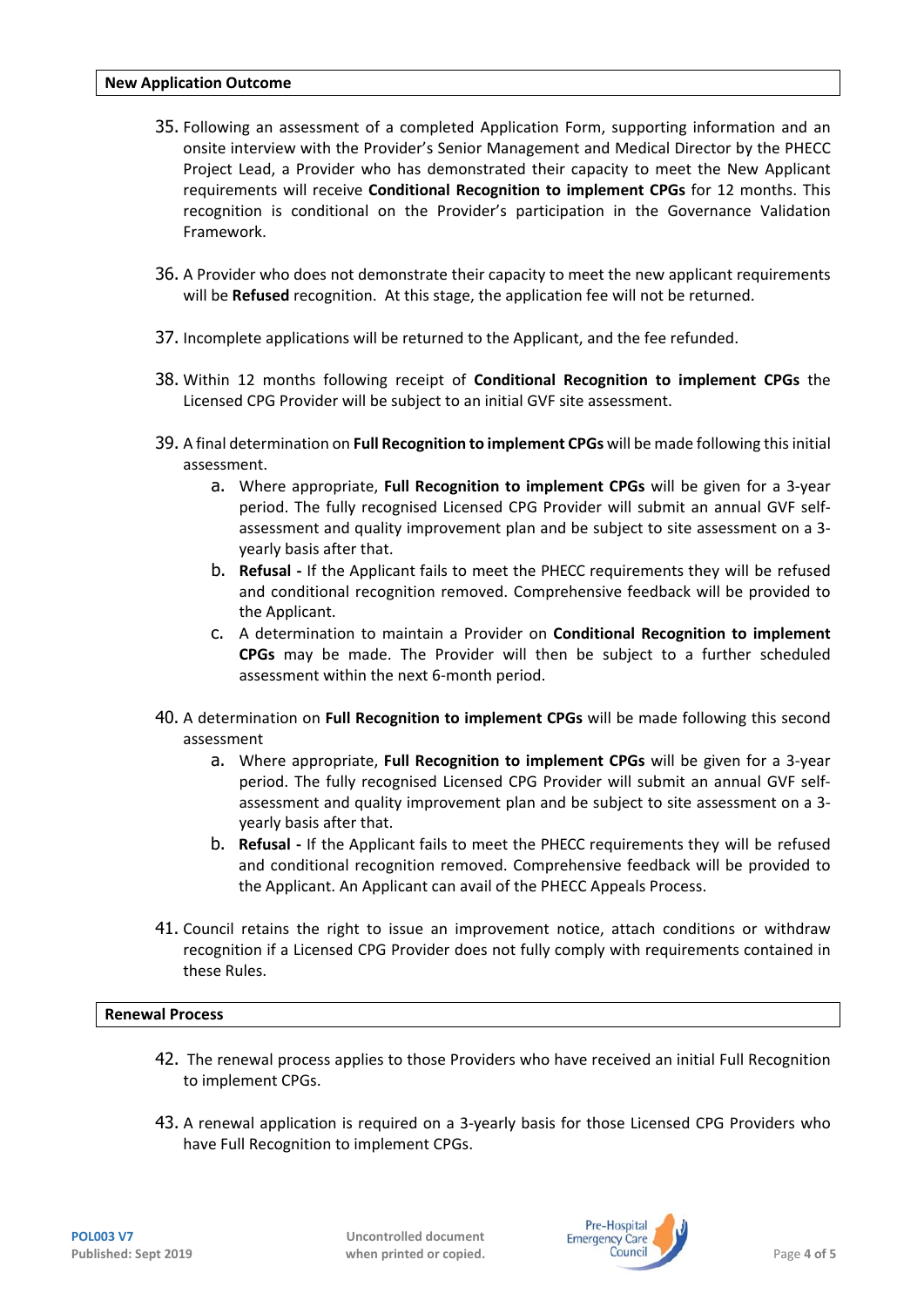## New Application Outcome

35. Following an assessment of a completed Application Form, supporting information and an onsite interview with the Provider's Senior Management and Medical Director by the PHECC Project Lead, a Provider who has demonstrated their capacity to meet the New Applicant requirements will receive **Conditional Recognition to implement CPGs** for 12 months. This recognition is conditional on the Provider's participation in the Governance Validation Framework.

36. A Provider who does not demonstrate their capacity to meet the new applicant requirements will be **Refused** recognition. At this stage, the application fee will not be returned.

37. Incomplete applications will be returned to the Applicant, and the fee refunded.

38. Within 12 months following receipt of **Conditional Recognition to implement CPGs** the Licensed CPG Provider will be subject to an initial GVF site assessment.

39. A final determination on **Full Recognition to implement CPGs** will be made following this initial assessment.
    a. Where appropriate, **Full Recognition to implement CPGs** will be given for a 3-year period. The fully recognised Licensed CPG Provider will submit an annual GVF self-assessment and quality improvement plan and be subject to site assessment on a 3-yearly basis after that.
    b. **Refusal -** If the Applicant fails to meet the PHECC requirements they will be refused and conditional recognition removed. Comprehensive feedback will be provided to the Applicant.
    c. A determination to maintain a Provider on **Conditional Recognition to implement CPGs** may be made. The Provider will then be subject to a further scheduled assessment within the next 6-month period.

40. A determination on **Full Recognition to implement CPGs** will be made following this second assessment
    a. Where appropriate, **Full Recognition to implement CPGs** will be given for a 3-year period. The fully recognised Licensed CPG Provider will submit an annual GVF self-assessment and quality improvement plan and be subject to site assessment on a 3-yearly basis after that.
    b. **Refusal -** If the Applicant fails to meet the PHECC requirements they will be refused and conditional recognition removed. Comprehensive feedback will be provided to the Applicant. An Applicant can avail of the PHECC Appeals Process.

41. Council retains the right to issue an improvement notice, attach conditions or withdraw recognition if a Licensed CPG Provider does not fully comply with requirements contained in these Rules.

## Renewal Process

42. The renewal process applies to those Providers who have received an initial Full Recognition to implement CPGs.

43. A renewal application is required on a 3-yearly basis for those Licensed CPG Providers who have Full Recognition to implement CPGs.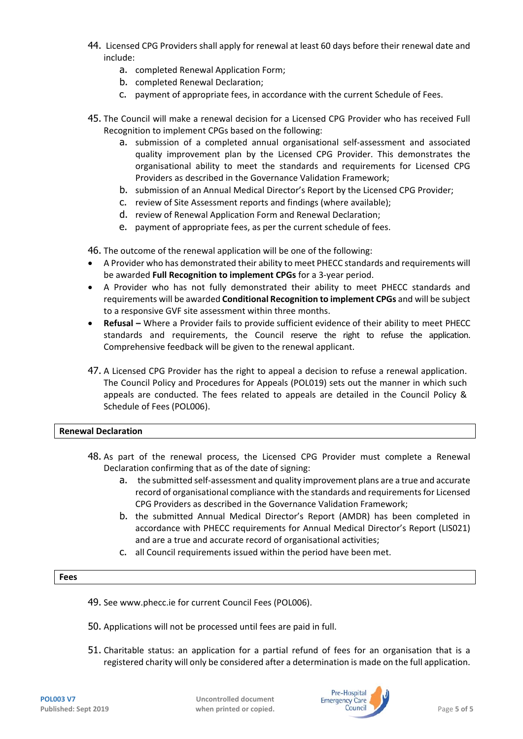44. Licensed CPG Providers shall apply for renewal at least 60 days before their renewal date and include:
    a. completed Renewal Application Form;
    b. completed Renewal Declaration;
    c. payment of appropriate fees, in accordance with the current Schedule of Fees.

45. The Council will make a renewal decision for a Licensed CPG Provider who has received Full Recognition to implement CPGs based on the following:
    a. submission of a completed annual organisational self-assessment and associated quality improvement plan by the Licensed CPG Provider. This demonstrates the organisational ability to meet the standards and requirements for Licensed CPG Providers as described in the Governance Validation Framework;
    b. submission of an Annual Medical Director's Report by the Licensed CPG Provider;
    c. review of Site Assessment reports and findings (where available);
    d. review of Renewal Application Form and Renewal Declaration;
    e. payment of appropriate fees, as per the current schedule of fees.

46. The outcome of the renewal application will be one of the following:

- A Provider who has demonstrated their ability to meet PHECC standards and requirements will be awarded **Full Recognition to implement CPGs** for a 3-year period.
- A Provider who has not fully demonstrated their ability to meet PHECC standards and requirements will be awarded **Conditional Recognition to implement CPGs** and will be subject to a responsive GVF site assessment within three months.
- **Refusal –** Where a Provider fails to provide sufficient evidence of their ability to meet PHECC standards and requirements, the Council reserve the right to refuse the application. Comprehensive feedback will be given to the renewal applicant.

47. A Licensed CPG Provider has the right to appeal a decision to refuse a renewal application. The Council Policy and Procedures for Appeals (POL019) sets out the manner in which such appeals are conducted. The fees related to appeals are detailed in the Council Policy & Schedule of Fees (POL006).

## Renewal Declaration

48. As part of the renewal process, the Licensed CPG Provider must complete a Renewal Declaration confirming that as of the date of signing:
    a. the submitted self-assessment and quality improvement plans are a true and accurate record of organisational compliance with the standards and requirements for Licensed CPG Providers as described in the Governance Validation Framework;
    b. the submitted Annual Medical Director's Report (AMDR) has been completed in accordance with PHECC requirements for Annual Medical Director's Report (LIS021) and are a true and accurate record of organisational activities;
    c. all Council requirements issued within the period have been met.

## Fees

49. See www.phecc.ie for current Council Fees (POL006).

50. Applications will not be processed until fees are paid in full.

51. Charitable status: an application for a partial refund of fees for an organisation that is a registered charity will only be considered after a determination is made on the full application.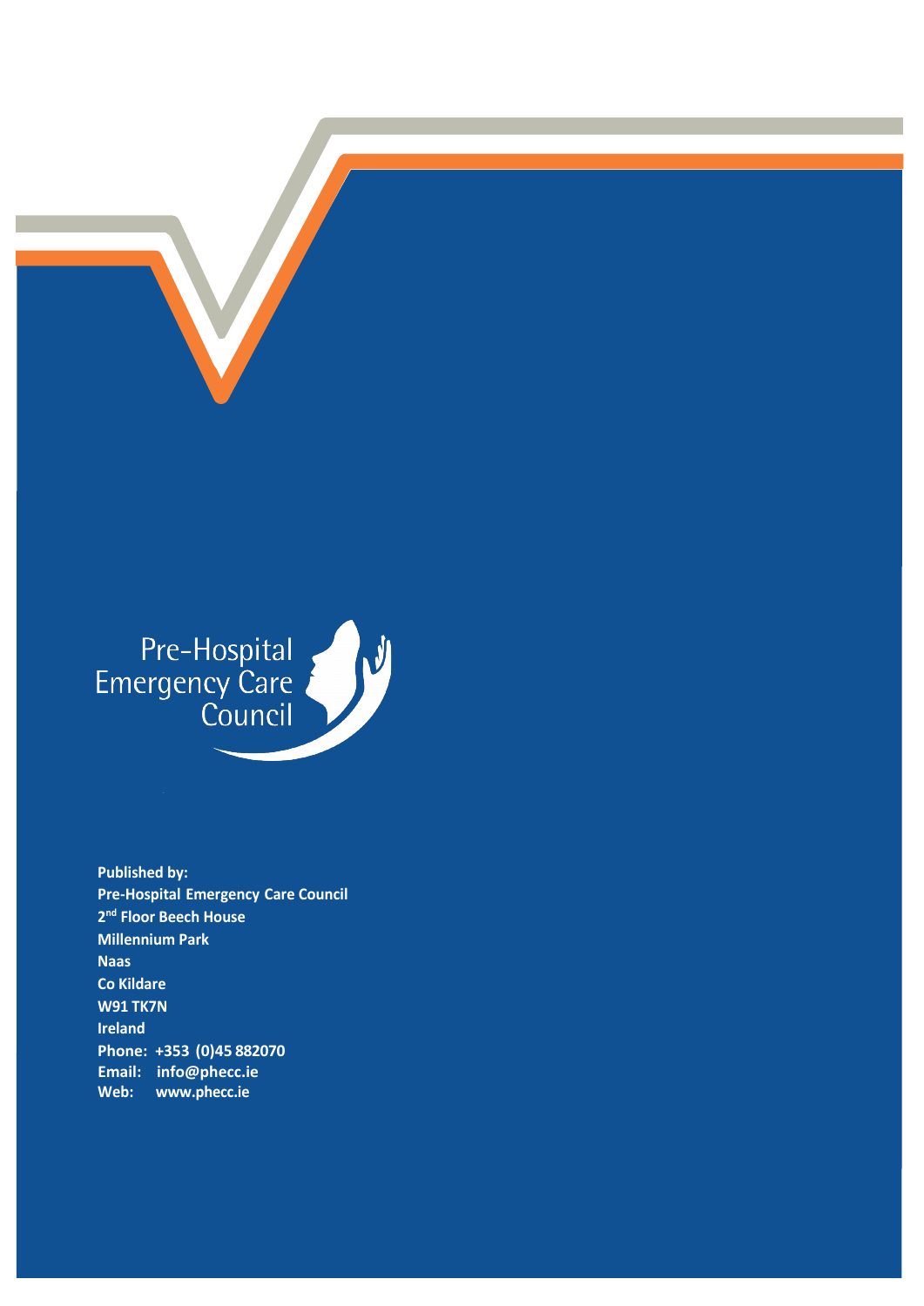Pre-Hospital Emergency Care Council

**Published by:**
**Pre-Hospital Emergency Care Council**
**2nd Floor Beech House**
**Millennium Park**
**Naas**
**Co Kildare**
**W91 TK7N**
**Ireland**
**Phone: +353 (0)45 882070**
**Email: info@phecc.ie**
**Web: www.phecc.ie**